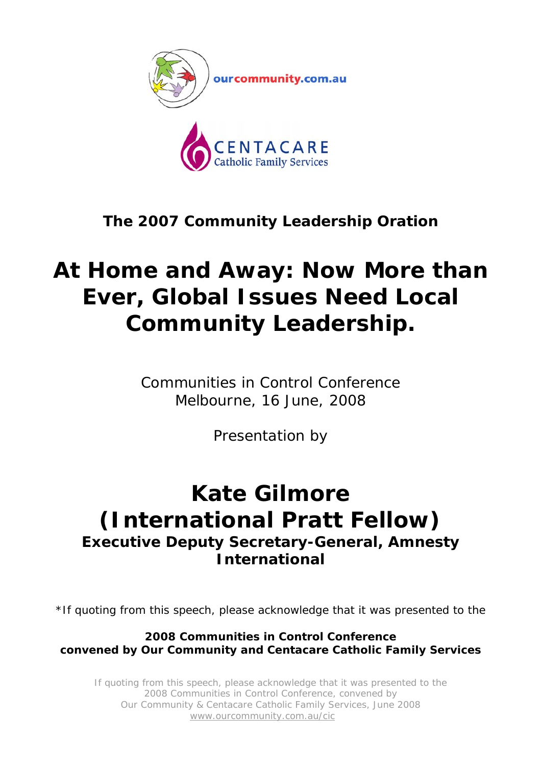ourcommunity.com.au

CENTACARE
Catholic Family Services

**The 2007 Community Leadership Oration**

# At Home and Away: Now More than Ever, Global Issues Need Local Community Leadership.

Communities in Control Conference
Melbourne, 16 June, 2008

Presentation by

# Kate Gilmore (International Pratt Fellow)

## Executive Deputy Secretary-General, Amnesty International

*If quoting from this speech, please acknowledge that it was presented to the

**2008 Communities in Control Conference**
**convened by Our Community and Centacare Catholic Family Services**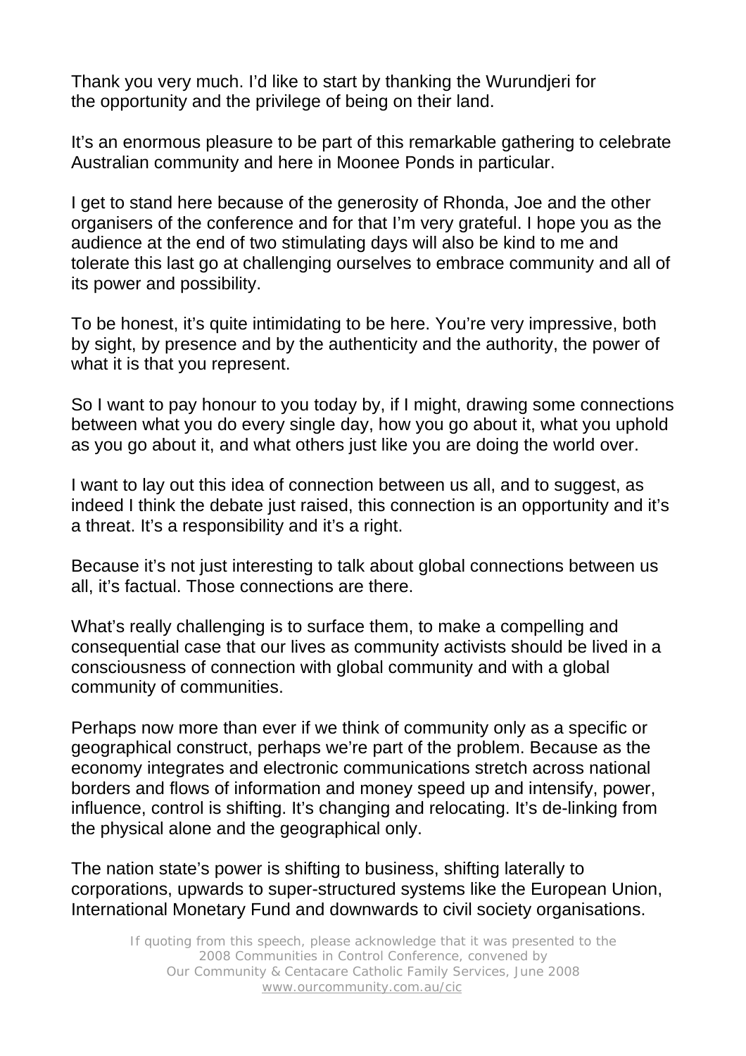Thank you very much. I'd like to start by thanking the Wurundjeri for the opportunity and the privilege of being on their land.

It's an enormous pleasure to be part of this remarkable gathering to celebrate Australian community and here in Moonee Ponds in particular.

I get to stand here because of the generosity of Rhonda, Joe and the other organisers of the conference and for that I'm very grateful. I hope you as the audience at the end of two stimulating days will also be kind to me and tolerate this last go at challenging ourselves to embrace community and all of its power and possibility.

To be honest, it's quite intimidating to be here. You're very impressive, both by sight, by presence and by the authenticity and the authority, the power of what it is that you represent.

So I want to pay honour to you today by, if I might, drawing some connections between what you do every single day, how you go about it, what you uphold as you go about it, and what others just like you are doing the world over.

I want to lay out this idea of connection between us all, and to suggest, as indeed I think the debate just raised, this connection is an opportunity and it's a threat. It's a responsibility and it's a right.

Because it's not just interesting to talk about global connections between us all, it's factual. Those connections are there.

What's really challenging is to surface them, to make a compelling and consequential case that our lives as community activists should be lived in a consciousness of connection with global community and with a global community of communities.

Perhaps now more than ever if we think of community only as a specific or geographical construct, perhaps we're part of the problem. Because as the economy integrates and electronic communications stretch across national borders and flows of information and money speed up and intensify, power, influence, control is shifting. It's changing and relocating. It's de-linking from the physical alone and the geographical only.

The nation state's power is shifting to business, shifting laterally to corporations, upwards to super-structured systems like the European Union, International Monetary Fund and downwards to civil society organisations.

If quoting from this speech, please acknowledge that it was presented to the 2008 Communities in Control Conference, convened by Our Community & Centacare Catholic Family Services, June 2008 www.ourcommunity.com.au/cic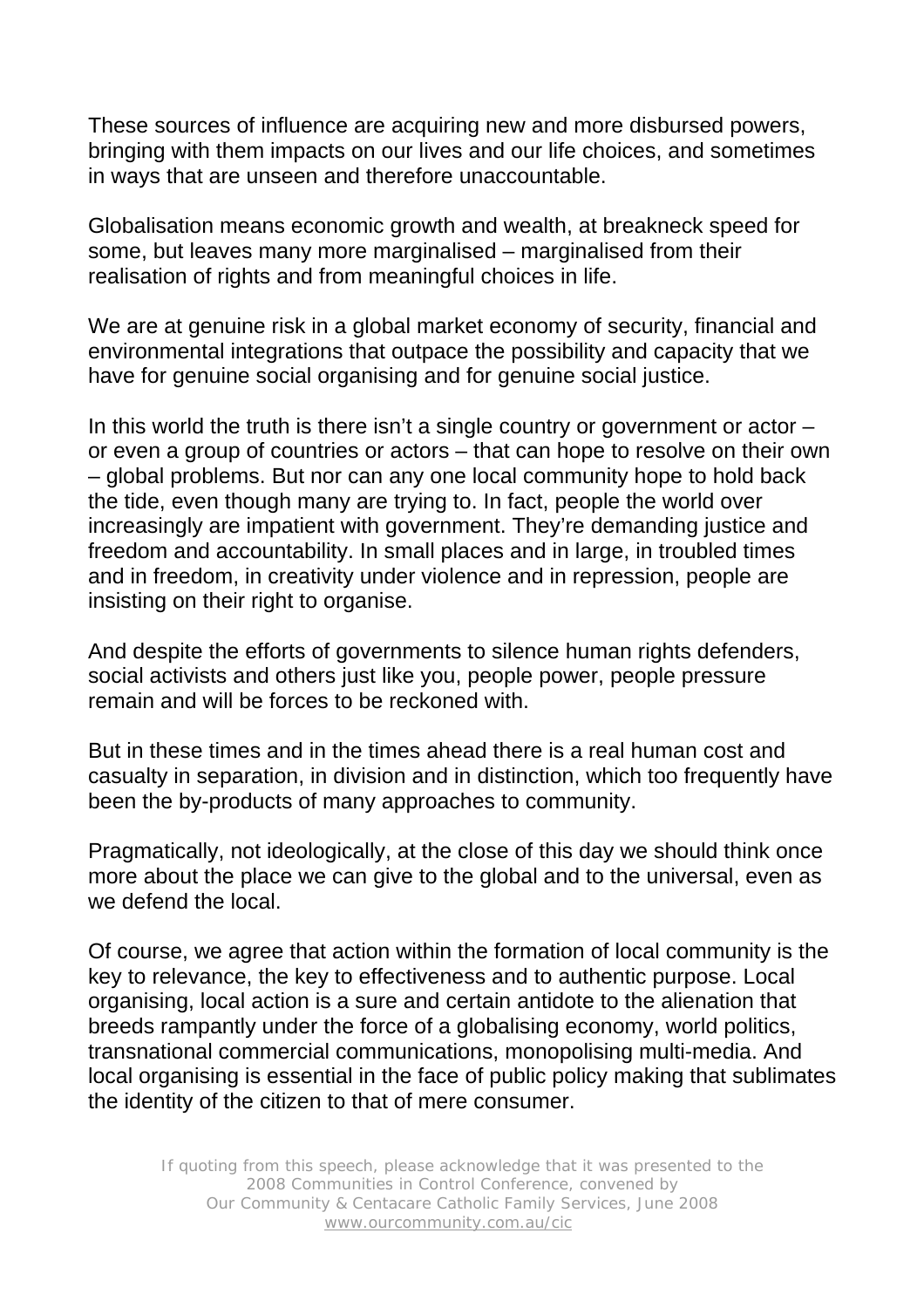These sources of influence are acquiring new and more disbursed powers, bringing with them impacts on our lives and our life choices, and sometimes in ways that are unseen and therefore unaccountable.

Globalisation means economic growth and wealth, at breakneck speed for some, but leaves many more marginalised – marginalised from their realisation of rights and from meaningful choices in life.

We are at genuine risk in a global market economy of security, financial and environmental integrations that outpace the possibility and capacity that we have for genuine social organising and for genuine social justice.

In this world the truth is there isn't a single country or government or actor – or even a group of countries or actors – that can hope to resolve on their own – global problems. But nor can any one local community hope to hold back the tide, even though many are trying to. In fact, people the world over increasingly are impatient with government. They're demanding justice and freedom and accountability. In small places and in large, in troubled times and in freedom, in creativity under violence and in repression, people are insisting on their right to organise.

And despite the efforts of governments to silence human rights defenders, social activists and others just like you, people power, people pressure remain and will be forces to be reckoned with.

But in these times and in the times ahead there is a real human cost and casualty in separation, in division and in distinction, which too frequently have been the by-products of many approaches to community.

Pragmatically, not ideologically, at the close of this day we should think once more about the place we can give to the global and to the universal, even as we defend the local.

Of course, we agree that action within the formation of local community is the key to relevance, the key to effectiveness and to authentic purpose. Local organising, local action is a sure and certain antidote to the alienation that breeds rampantly under the force of a globalising economy, world politics, transnational commercial communications, monopolising multi-media. And local organising is essential in the face of public policy making that sublimates the identity of the citizen to that of mere consumer.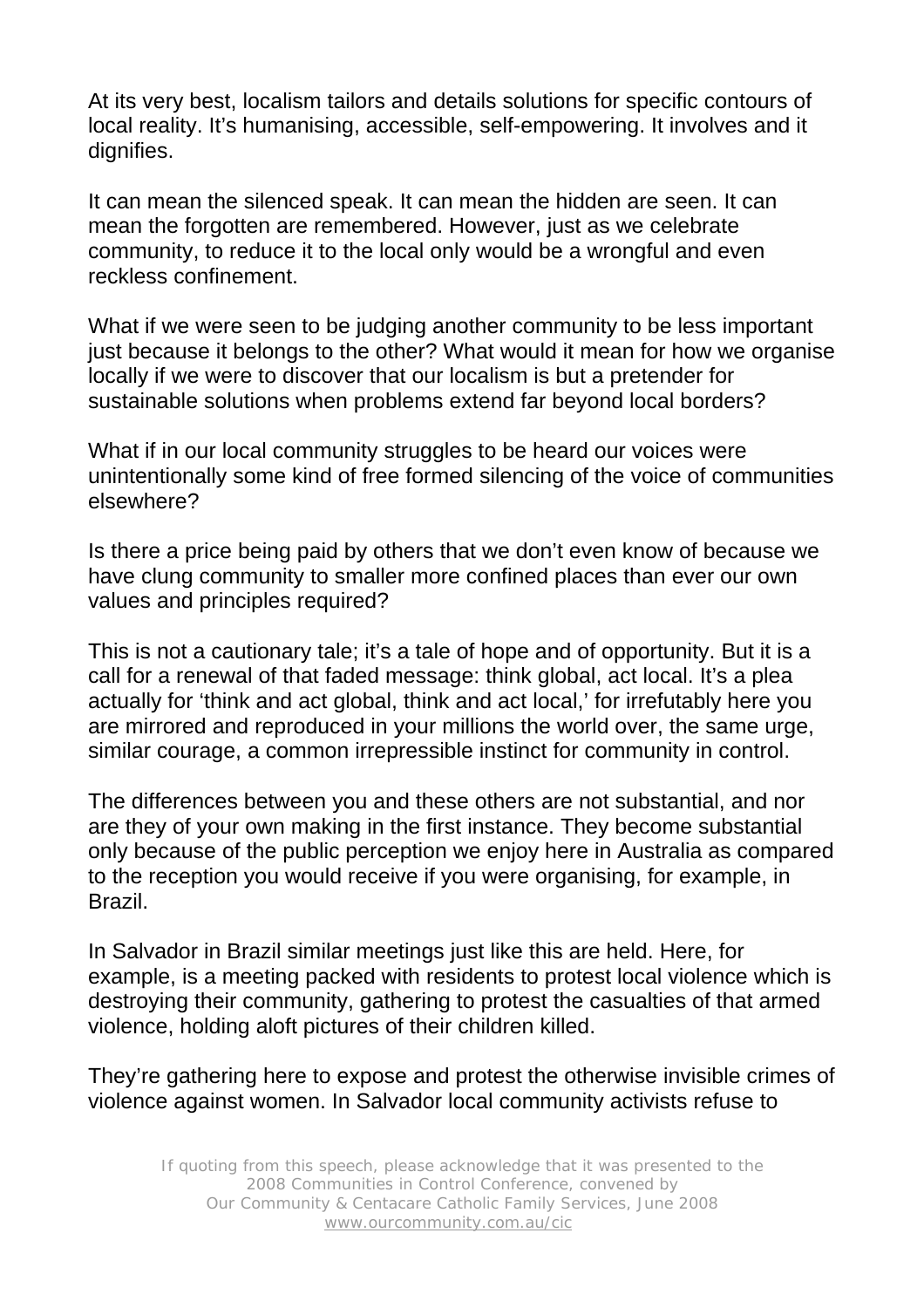At its very best, localism tailors and details solutions for specific contours of local reality. It's humanising, accessible, self-empowering. It involves and it dignifies.

It can mean the silenced speak. It can mean the hidden are seen. It can mean the forgotten are remembered. However, just as we celebrate community, to reduce it to the local only would be a wrongful and even reckless confinement.

What if we were seen to be judging another community to be less important just because it belongs to the other? What would it mean for how we organise locally if we were to discover that our localism is but a pretender for sustainable solutions when problems extend far beyond local borders?

What if in our local community struggles to be heard our voices were unintentionally some kind of free formed silencing of the voice of communities elsewhere?

Is there a price being paid by others that we don't even know of because we have clung community to smaller more confined places than ever our own values and principles required?

This is not a cautionary tale; it's a tale of hope and of opportunity. But it is a call for a renewal of that faded message: think global, act local. It's a plea actually for 'think and act global, think and act local,' for irrefutably here you are mirrored and reproduced in your millions the world over, the same urge, similar courage, a common irrepressible instinct for community in control.

The differences between you and these others are not substantial, and nor are they of your own making in the first instance. They become substantial only because of the public perception we enjoy here in Australia as compared to the reception you would receive if you were organising, for example, in Brazil.

In Salvador in Brazil similar meetings just like this are held. Here, for example, is a meeting packed with residents to protest local violence which is destroying their community, gathering to protest the casualties of that armed violence, holding aloft pictures of their children killed.

They're gathering here to expose and protest the otherwise invisible crimes of violence against women. In Salvador local community activists refuse to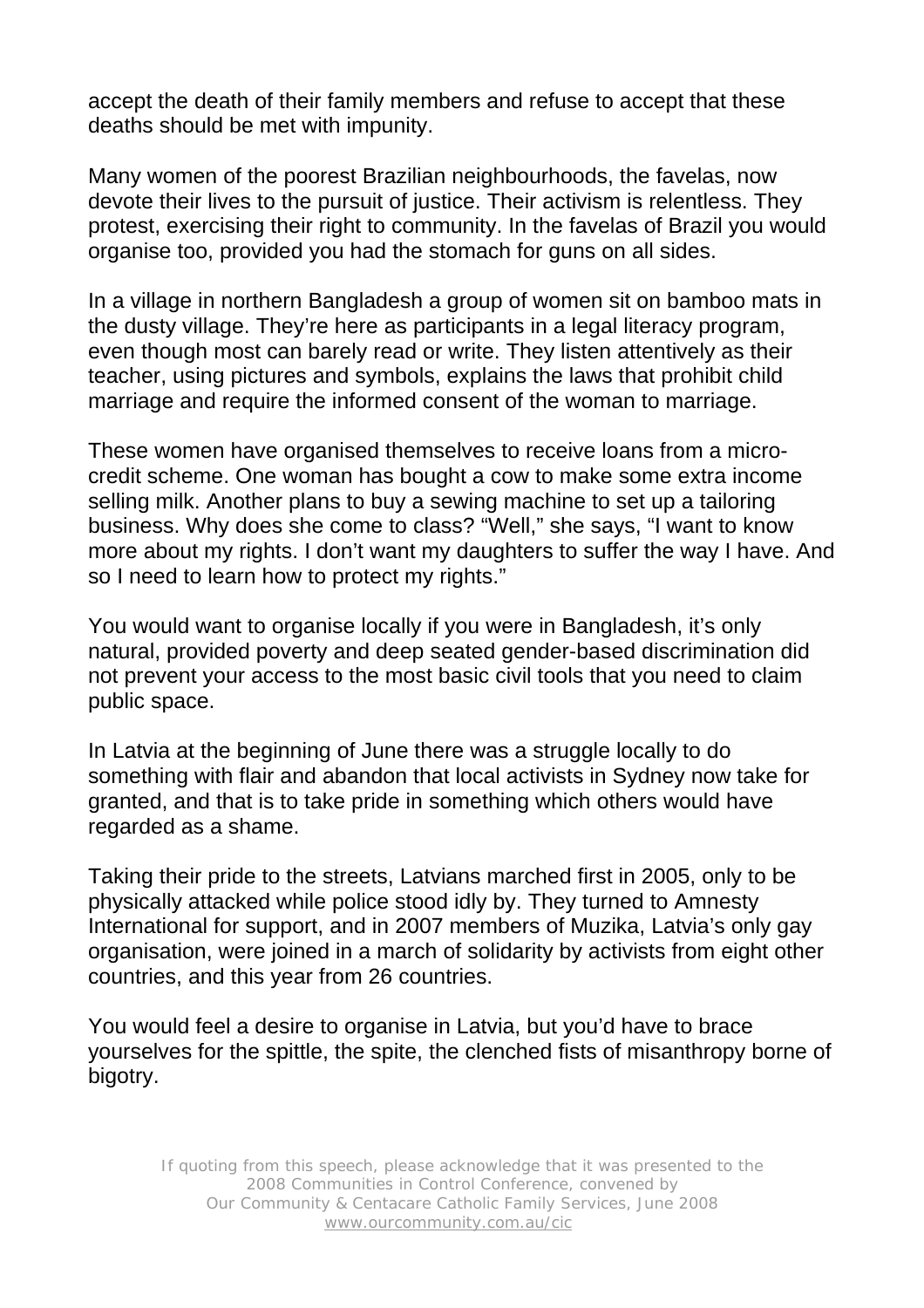accept the death of their family members and refuse to accept that these deaths should be met with impunity.

Many women of the poorest Brazilian neighbourhoods, the favelas, now devote their lives to the pursuit of justice. Their activism is relentless. They protest, exercising their right to community. In the favelas of Brazil you would organise too, provided you had the stomach for guns on all sides.

In a village in northern Bangladesh a group of women sit on bamboo mats in the dusty village. They're here as participants in a legal literacy program, even though most can barely read or write. They listen attentively as their teacher, using pictures and symbols, explains the laws that prohibit child marriage and require the informed consent of the woman to marriage.

These women have organised themselves to receive loans from a micro-credit scheme. One woman has bought a cow to make some extra income selling milk. Another plans to buy a sewing machine to set up a tailoring business. Why does she come to class? "Well," she says, "I want to know more about my rights. I don't want my daughters to suffer the way I have. And so I need to learn how to protect my rights."

You would want to organise locally if you were in Bangladesh, it's only natural, provided poverty and deep seated gender-based discrimination did not prevent your access to the most basic civil tools that you need to claim public space.

In Latvia at the beginning of June there was a struggle locally to do something with flair and abandon that local activists in Sydney now take for granted, and that is to take pride in something which others would have regarded as a shame.

Taking their pride to the streets, Latvians marched first in 2005, only to be physically attacked while police stood idly by. They turned to Amnesty International for support, and in 2007 members of Muzika, Latvia's only gay organisation, were joined in a march of solidarity by activists from eight other countries, and this year from 26 countries.

You would feel a desire to organise in Latvia, but you'd have to brace yourselves for the spittle, the spite, the clenched fists of misanthropy borne of bigotry.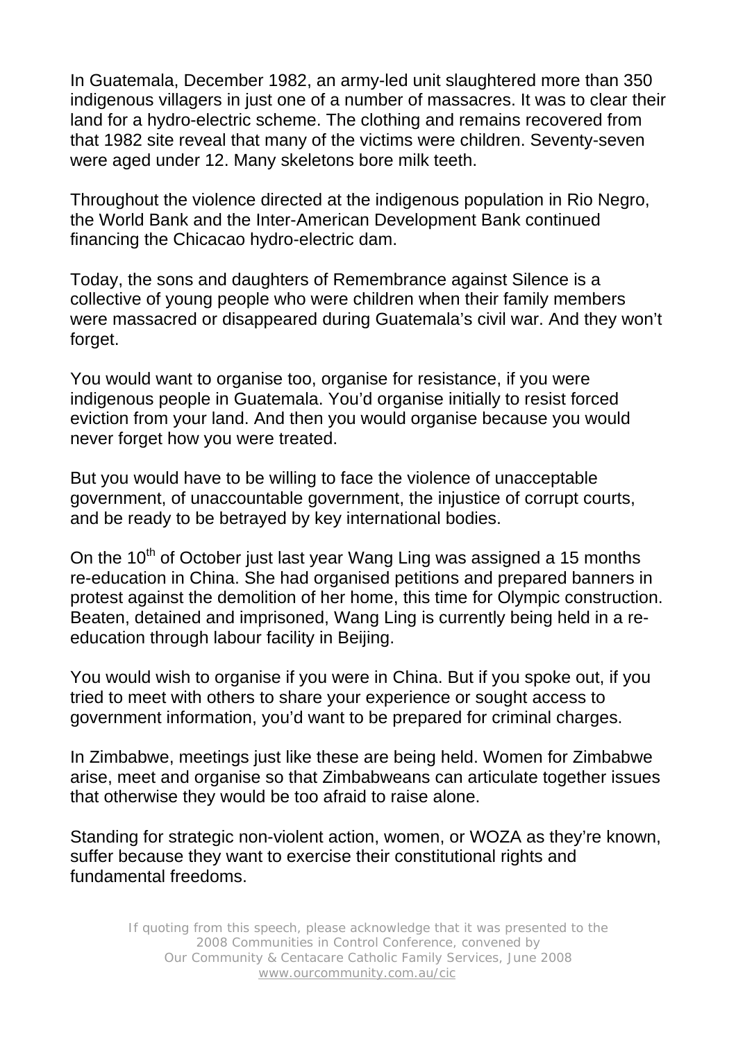In Guatemala, December 1982, an army-led unit slaughtered more than 350 indigenous villagers in just one of a number of massacres. It was to clear their land for a hydro-electric scheme. The clothing and remains recovered from that 1982 site reveal that many of the victims were children. Seventy-seven were aged under 12. Many skeletons bore milk teeth.

Throughout the violence directed at the indigenous population in Rio Negro, the World Bank and the Inter-American Development Bank continued financing the Chicacao hydro-electric dam.

Today, the sons and daughters of Remembrance against Silence is a collective of young people who were children when their family members were massacred or disappeared during Guatemala's civil war. And they won't forget.

You would want to organise too, organise for resistance, if you were indigenous people in Guatemala. You'd organise initially to resist forced eviction from your land. And then you would organise because you would never forget how you were treated.

But you would have to be willing to face the violence of unacceptable government, of unaccountable government, the injustice of corrupt courts, and be ready to be betrayed by key international bodies.

On the 10th of October just last year Wang Ling was assigned a 15 months re-education in China. She had organised petitions and prepared banners in protest against the demolition of her home, this time for Olympic construction. Beaten, detained and imprisoned, Wang Ling is currently being held in a re-education through labour facility in Beijing.

You would wish to organise if you were in China. But if you spoke out, if you tried to meet with others to share your experience or sought access to government information, you'd want to be prepared for criminal charges.

In Zimbabwe, meetings just like these are being held. Women for Zimbabwe arise, meet and organise so that Zimbabweans can articulate together issues that otherwise they would be too afraid to raise alone.

Standing for strategic non-violent action, women, or WOZA as they're known, suffer because they want to exercise their constitutional rights and fundamental freedoms.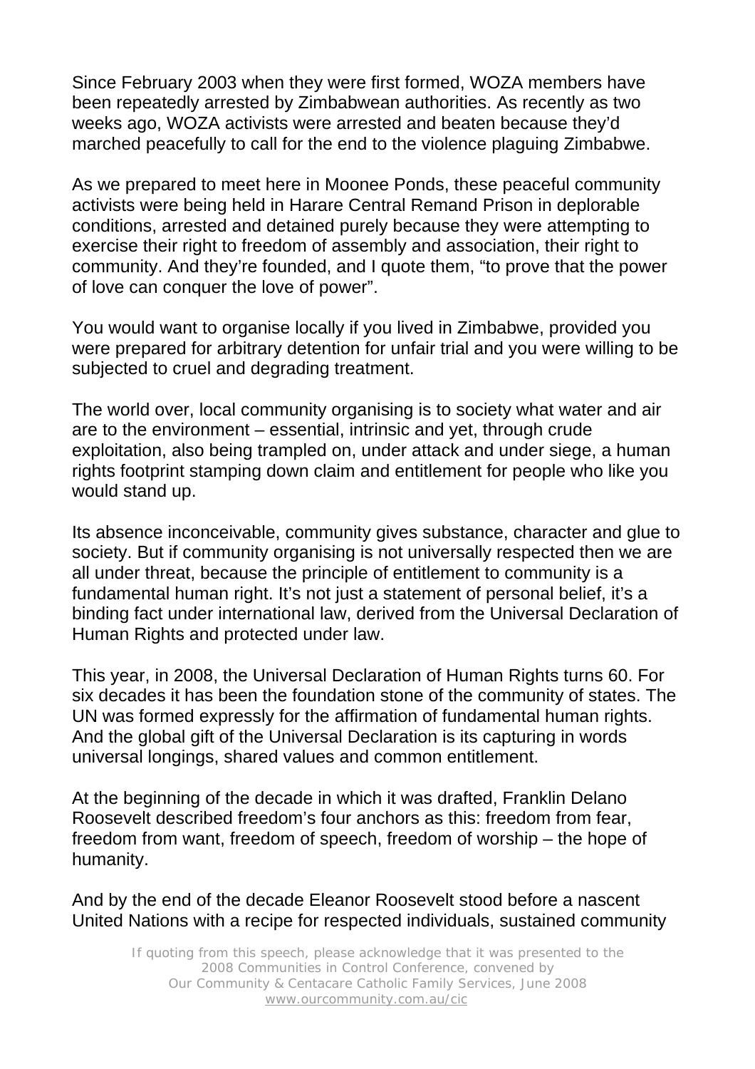Since February 2003 when they were first formed, WOZA members have been repeatedly arrested by Zimbabwean authorities. As recently as two weeks ago, WOZA activists were arrested and beaten because they'd marched peacefully to call for the end to the violence plaguing Zimbabwe.

As we prepared to meet here in Moonee Ponds, these peaceful community activists were being held in Harare Central Remand Prison in deplorable conditions, arrested and detained purely because they were attempting to exercise their right to freedom of assembly and association, their right to community. And they're founded, and I quote them, "to prove that the power of love can conquer the love of power".

You would want to organise locally if you lived in Zimbabwe, provided you were prepared for arbitrary detention for unfair trial and you were willing to be subjected to cruel and degrading treatment.

The world over, local community organising is to society what water and air are to the environment – essential, intrinsic and yet, through crude exploitation, also being trampled on, under attack and under siege, a human rights footprint stamping down claim and entitlement for people who like you would stand up.

Its absence inconceivable, community gives substance, character and glue to society. But if community organising is not universally respected then we are all under threat, because the principle of entitlement to community is a fundamental human right. It's not just a statement of personal belief, it's a binding fact under international law, derived from the Universal Declaration of Human Rights and protected under law.

This year, in 2008, the Universal Declaration of Human Rights turns 60. For six decades it has been the foundation stone of the community of states. The UN was formed expressly for the affirmation of fundamental human rights. And the global gift of the Universal Declaration is its capturing in words universal longings, shared values and common entitlement.

At the beginning of the decade in which it was drafted, Franklin Delano Roosevelt described freedom's four anchors as this: freedom from fear, freedom from want, freedom of speech, freedom of worship – the hope of humanity.

And by the end of the decade Eleanor Roosevelt stood before a nascent United Nations with a recipe for respected individuals, sustained community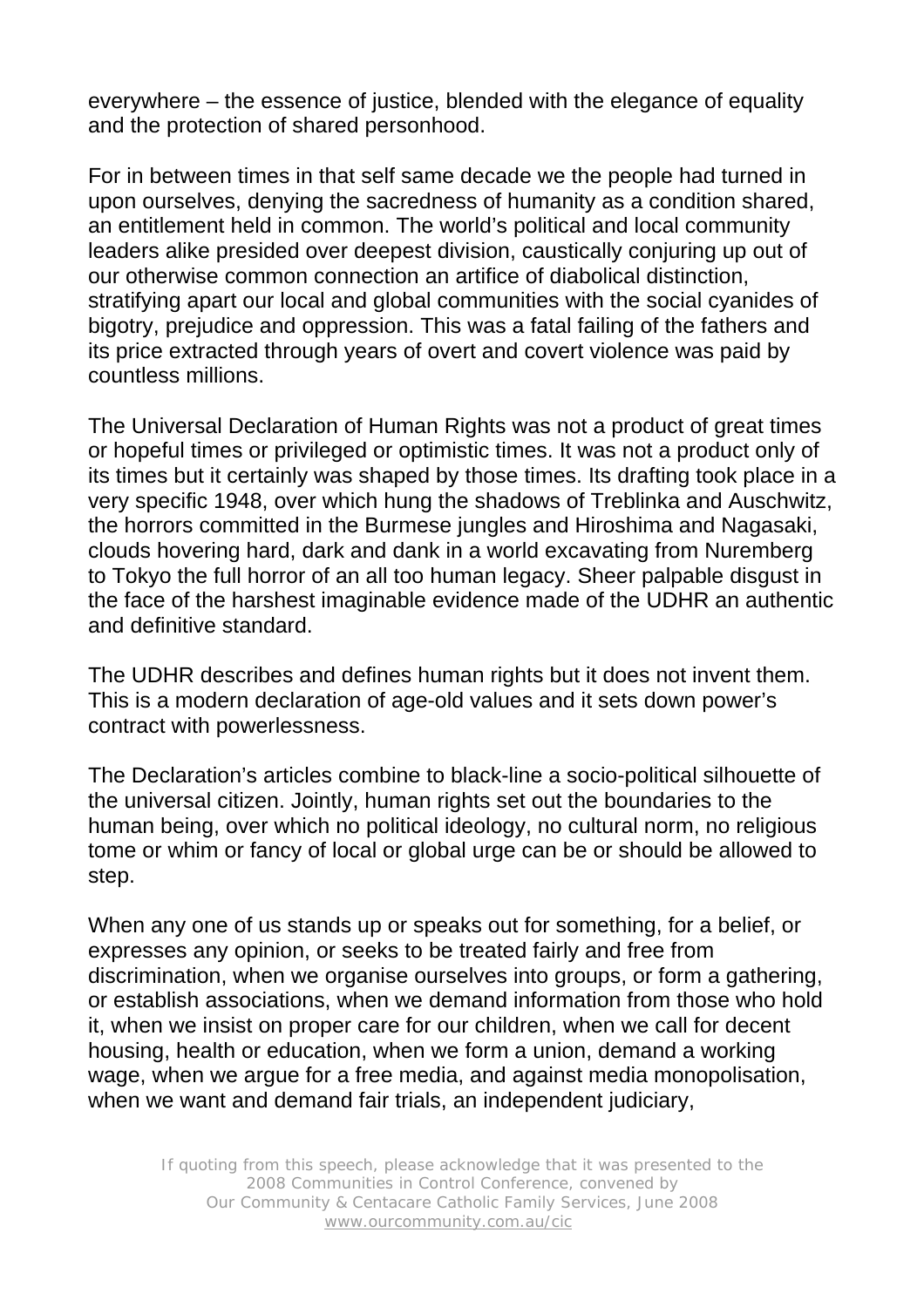everywhere – the essence of justice, blended with the elegance of equality and the protection of shared personhood.

For in between times in that self same decade we the people had turned in upon ourselves, denying the sacredness of humanity as a condition shared, an entitlement held in common. The world's political and local community leaders alike presided over deepest division, caustically conjuring up out of our otherwise common connection an artifice of diabolical distinction, stratifying apart our local and global communities with the social cyanides of bigotry, prejudice and oppression. This was a fatal failing of the fathers and its price extracted through years of overt and covert violence was paid by countless millions.

The Universal Declaration of Human Rights was not a product of great times or hopeful times or privileged or optimistic times. It was not a product only of its times but it certainly was shaped by those times. Its drafting took place in a very specific 1948, over which hung the shadows of Treblinka and Auschwitz, the horrors committed in the Burmese jungles and Hiroshima and Nagasaki, clouds hovering hard, dark and dank in a world excavating from Nuremberg to Tokyo the full horror of an all too human legacy. Sheer palpable disgust in the face of the harshest imaginable evidence made of the UDHR an authentic and definitive standard.

The UDHR describes and defines human rights but it does not invent them. This is a modern declaration of age-old values and it sets down power's contract with powerlessness.

The Declaration's articles combine to black-line a socio-political silhouette of the universal citizen. Jointly, human rights set out the boundaries to the human being, over which no political ideology, no cultural norm, no religious tome or whim or fancy of local or global urge can be or should be allowed to step.

When any one of us stands up or speaks out for something, for a belief, or expresses any opinion, or seeks to be treated fairly and free from discrimination, when we organise ourselves into groups, or form a gathering, or establish associations, when we demand information from those who hold it, when we insist on proper care for our children, when we call for decent housing, health or education, when we form a union, demand a working wage, when we argue for a free media, and against media monopolisation, when we want and demand fair trials, an independent judiciary,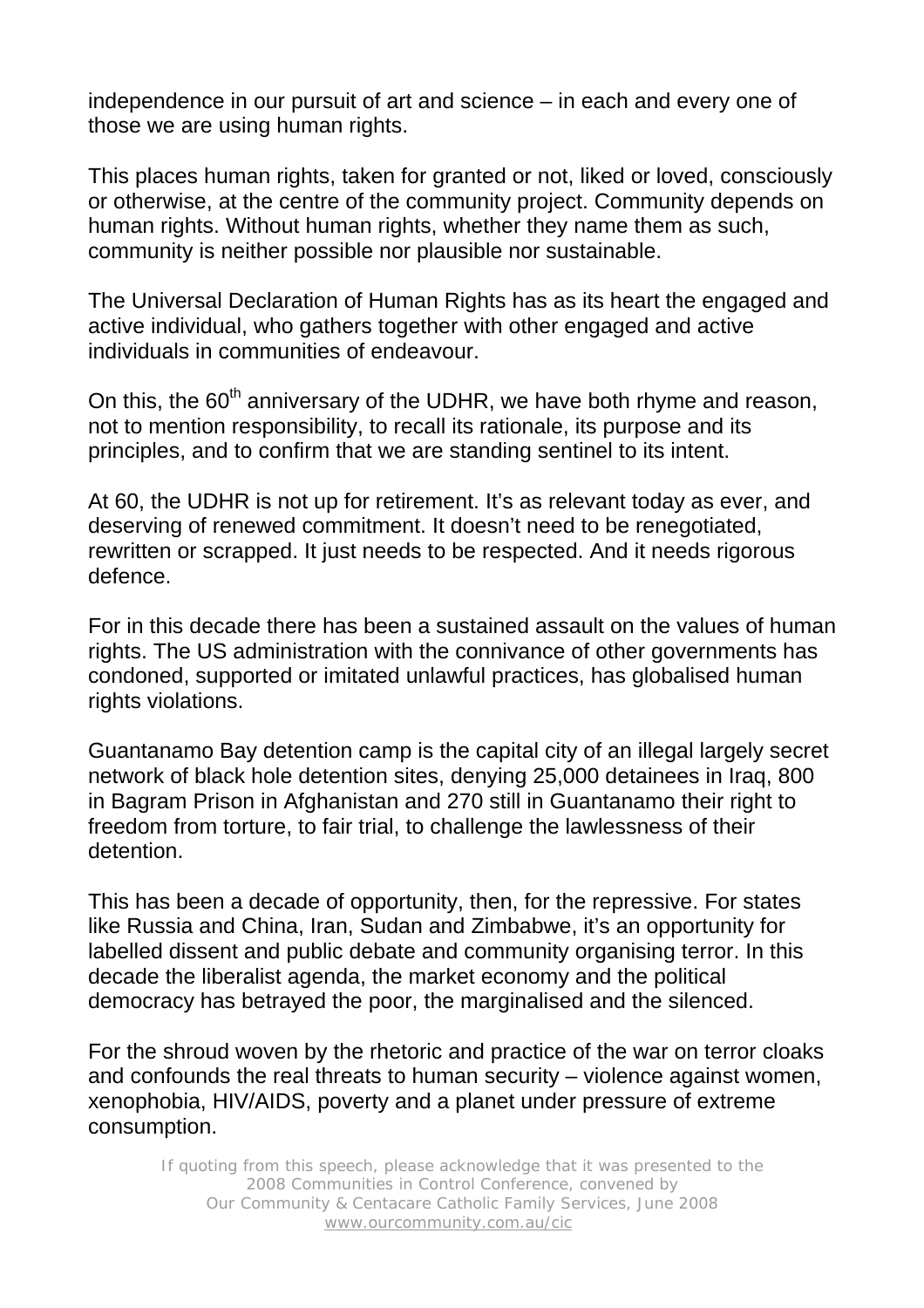independence in our pursuit of art and science – in each and every one of those we are using human rights.

This places human rights, taken for granted or not, liked or loved, consciously or otherwise, at the centre of the community project. Community depends on human rights. Without human rights, whether they name them as such, community is neither possible nor plausible nor sustainable.

The Universal Declaration of Human Rights has as its heart the engaged and active individual, who gathers together with other engaged and active individuals in communities of endeavour.

On this, the 60th anniversary of the UDHR, we have both rhyme and reason, not to mention responsibility, to recall its rationale, its purpose and its principles, and to confirm that we are standing sentinel to its intent.

At 60, the UDHR is not up for retirement. It's as relevant today as ever, and deserving of renewed commitment. It doesn't need to be renegotiated, rewritten or scrapped. It just needs to be respected. And it needs rigorous defence.

For in this decade there has been a sustained assault on the values of human rights. The US administration with the connivance of other governments has condoned, supported or imitated unlawful practices, has globalised human rights violations.

Guantanamo Bay detention camp is the capital city of an illegal largely secret network of black hole detention sites, denying 25,000 detainees in Iraq, 800 in Bagram Prison in Afghanistan and 270 still in Guantanamo their right to freedom from torture, to fair trial, to challenge the lawlessness of their detention.

This has been a decade of opportunity, then, for the repressive. For states like Russia and China, Iran, Sudan and Zimbabwe, it's an opportunity for labelled dissent and public debate and community organising terror. In this decade the liberalist agenda, the market economy and the political democracy has betrayed the poor, the marginalised and the silenced.

For the shroud woven by the rhetoric and practice of the war on terror cloaks and confounds the real threats to human security – violence against women, xenophobia, HIV/AIDS, poverty and a planet under pressure of extreme consumption.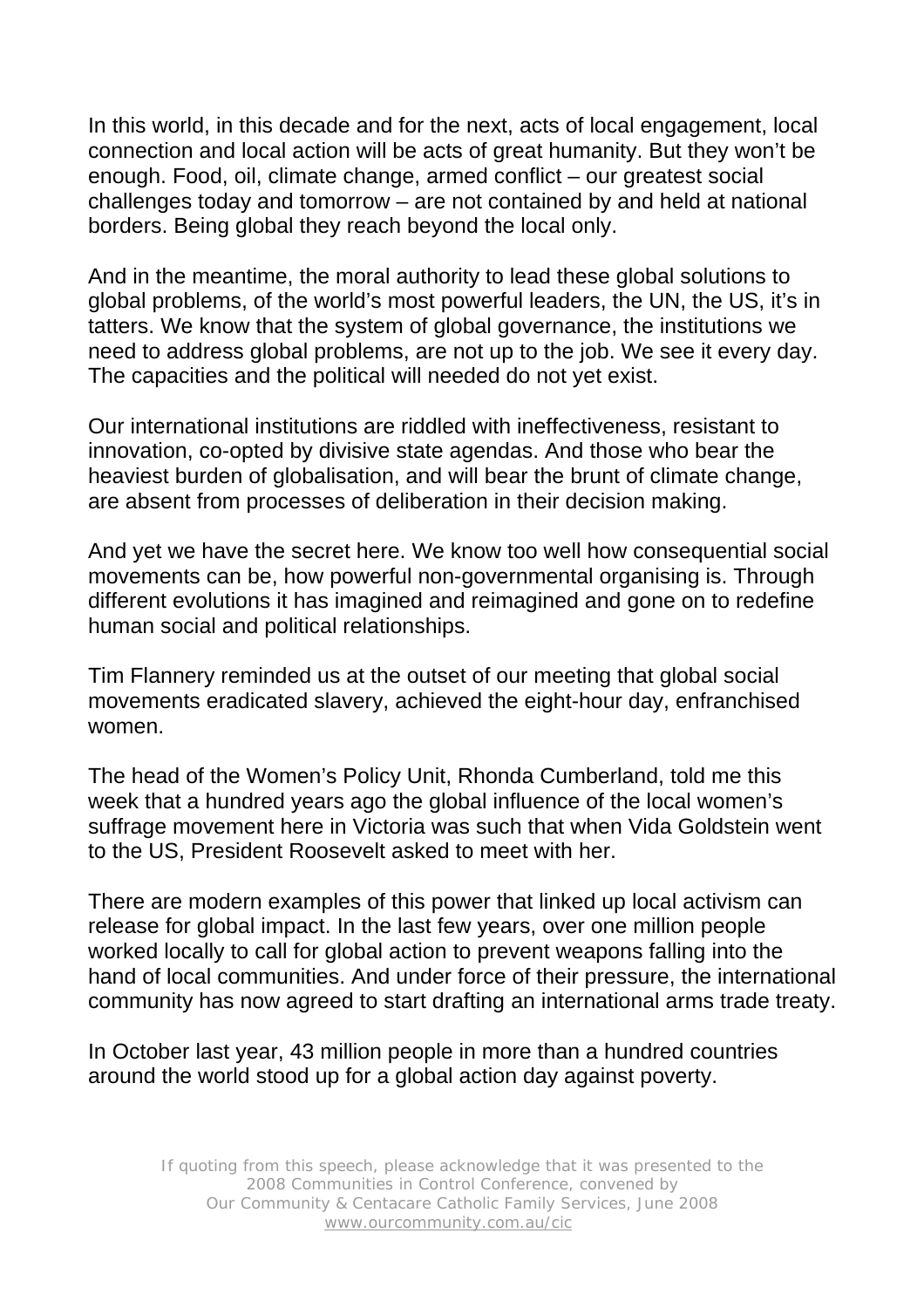In this world, in this decade and for the next, acts of local engagement, local connection and local action will be acts of great humanity. But they won't be enough. Food, oil, climate change, armed conflict – our greatest social challenges today and tomorrow – are not contained by and held at national borders. Being global they reach beyond the local only.

And in the meantime, the moral authority to lead these global solutions to global problems, of the world's most powerful leaders, the UN, the US, it's in tatters. We know that the system of global governance, the institutions we need to address global problems, are not up to the job. We see it every day. The capacities and the political will needed do not yet exist.

Our international institutions are riddled with ineffectiveness, resistant to innovation, co-opted by divisive state agendas. And those who bear the heaviest burden of globalisation, and will bear the brunt of climate change, are absent from processes of deliberation in their decision making.

And yet we have the secret here. We know too well how consequential social movements can be, how powerful non-governmental organising is. Through different evolutions it has imagined and reimagined and gone on to redefine human social and political relationships.

Tim Flannery reminded us at the outset of our meeting that global social movements eradicated slavery, achieved the eight-hour day, enfranchised women.

The head of the Women's Policy Unit, Rhonda Cumberland, told me this week that a hundred years ago the global influence of the local women's suffrage movement here in Victoria was such that when Vida Goldstein went to the US, President Roosevelt asked to meet with her.

There are modern examples of this power that linked up local activism can release for global impact. In the last few years, over one million people worked locally to call for global action to prevent weapons falling into the hand of local communities. And under force of their pressure, the international community has now agreed to start drafting an international arms trade treaty.

In October last year, 43 million people in more than a hundred countries around the world stood up for a global action day against poverty.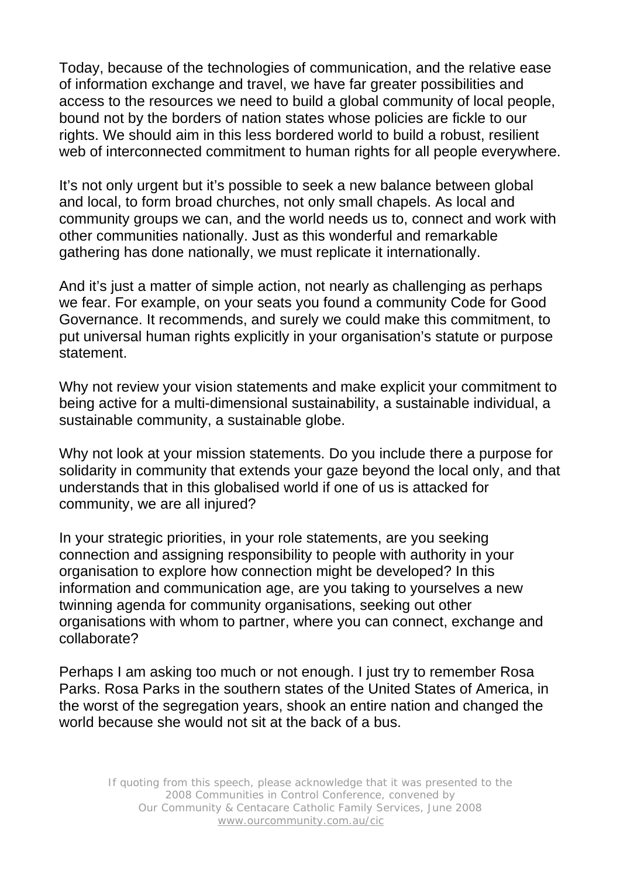Today, because of the technologies of communication, and the relative ease of information exchange and travel, we have far greater possibilities and access to the resources we need to build a global community of local people, bound not by the borders of nation states whose policies are fickle to our rights. We should aim in this less bordered world to build a robust, resilient web of interconnected commitment to human rights for all people everywhere.

It's not only urgent but it's possible to seek a new balance between global and local, to form broad churches, not only small chapels. As local and community groups we can, and the world needs us to, connect and work with other communities nationally. Just as this wonderful and remarkable gathering has done nationally, we must replicate it internationally.

And it's just a matter of simple action, not nearly as challenging as perhaps we fear. For example, on your seats you found a community Code for Good Governance. It recommends, and surely we could make this commitment, to put universal human rights explicitly in your organisation's statute or purpose statement.

Why not review your vision statements and make explicit your commitment to being active for a multi-dimensional sustainability, a sustainable individual, a sustainable community, a sustainable globe.

Why not look at your mission statements. Do you include there a purpose for solidarity in community that extends your gaze beyond the local only, and that understands that in this globalised world if one of us is attacked for community, we are all injured?

In your strategic priorities, in your role statements, are you seeking connection and assigning responsibility to people with authority in your organisation to explore how connection might be developed? In this information and communication age, are you taking to yourselves a new twinning agenda for community organisations, seeking out other organisations with whom to partner, where you can connect, exchange and collaborate?

Perhaps I am asking too much or not enough. I just try to remember Rosa Parks. Rosa Parks in the southern states of the United States of America, in the worst of the segregation years, shook an entire nation and changed the world because she would not sit at the back of a bus.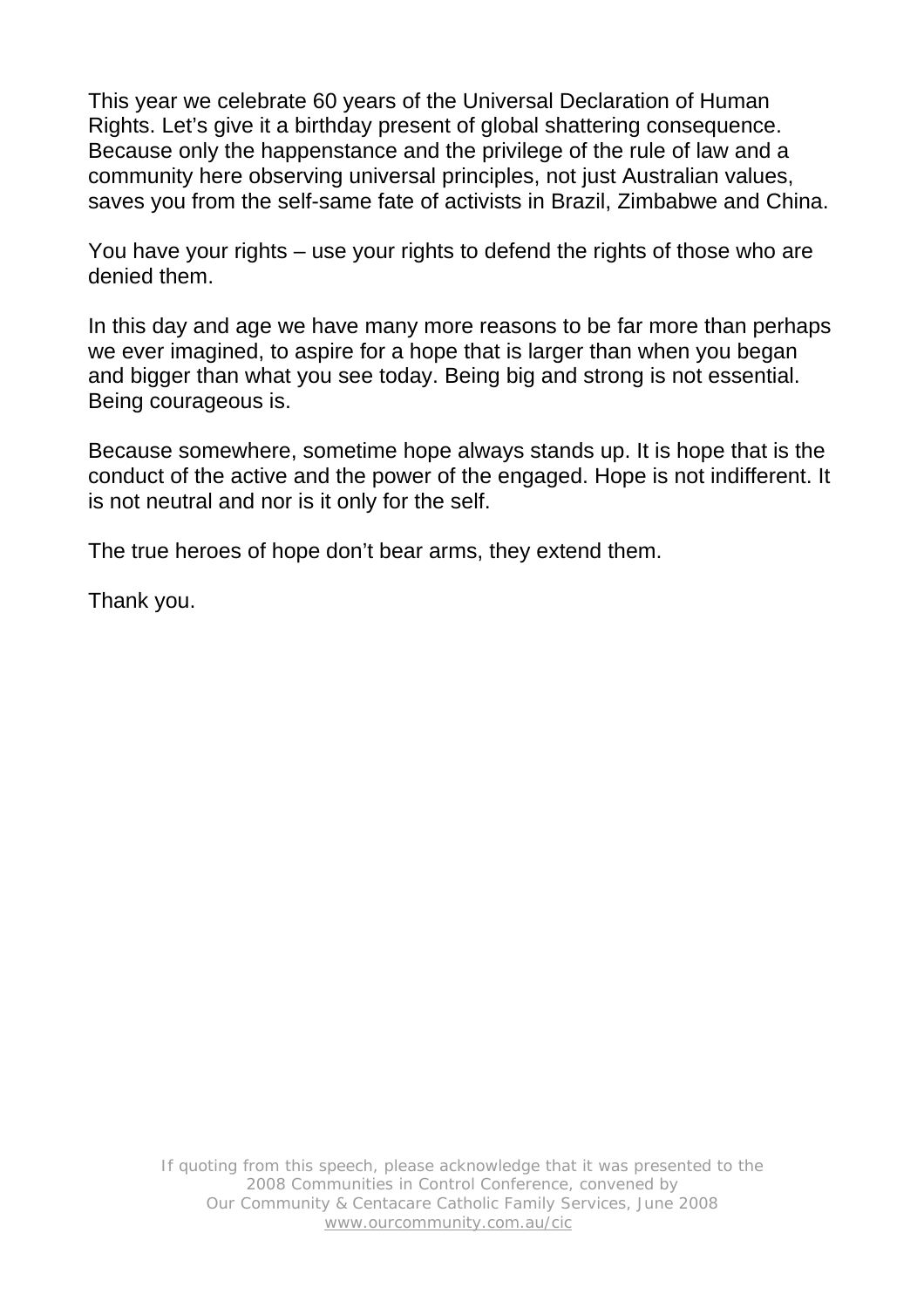This year we celebrate 60 years of the Universal Declaration of Human Rights. Let's give it a birthday present of global shattering consequence. Because only the happenstance and the privilege of the rule of law and a community here observing universal principles, not just Australian values, saves you from the self-same fate of activists in Brazil, Zimbabwe and China.

You have your rights – use your rights to defend the rights of those who are denied them.

In this day and age we have many more reasons to be far more than perhaps we ever imagined, to aspire for a hope that is larger than when you began and bigger than what you see today. Being big and strong is not essential. Being courageous is.

Because somewhere, sometime hope always stands up. It is hope that is the conduct of the active and the power of the engaged. Hope is not indifferent. It is not neutral and nor is it only for the self.

The true heroes of hope don't bear arms, they extend them.

Thank you.

*If quoting from this speech, please acknowledge that it was presented to the 2008 Communities in Control Conference, convened by Our Community & Centacare Catholic Family Services, June 2008 www.ourcommunity.com.au/cic*